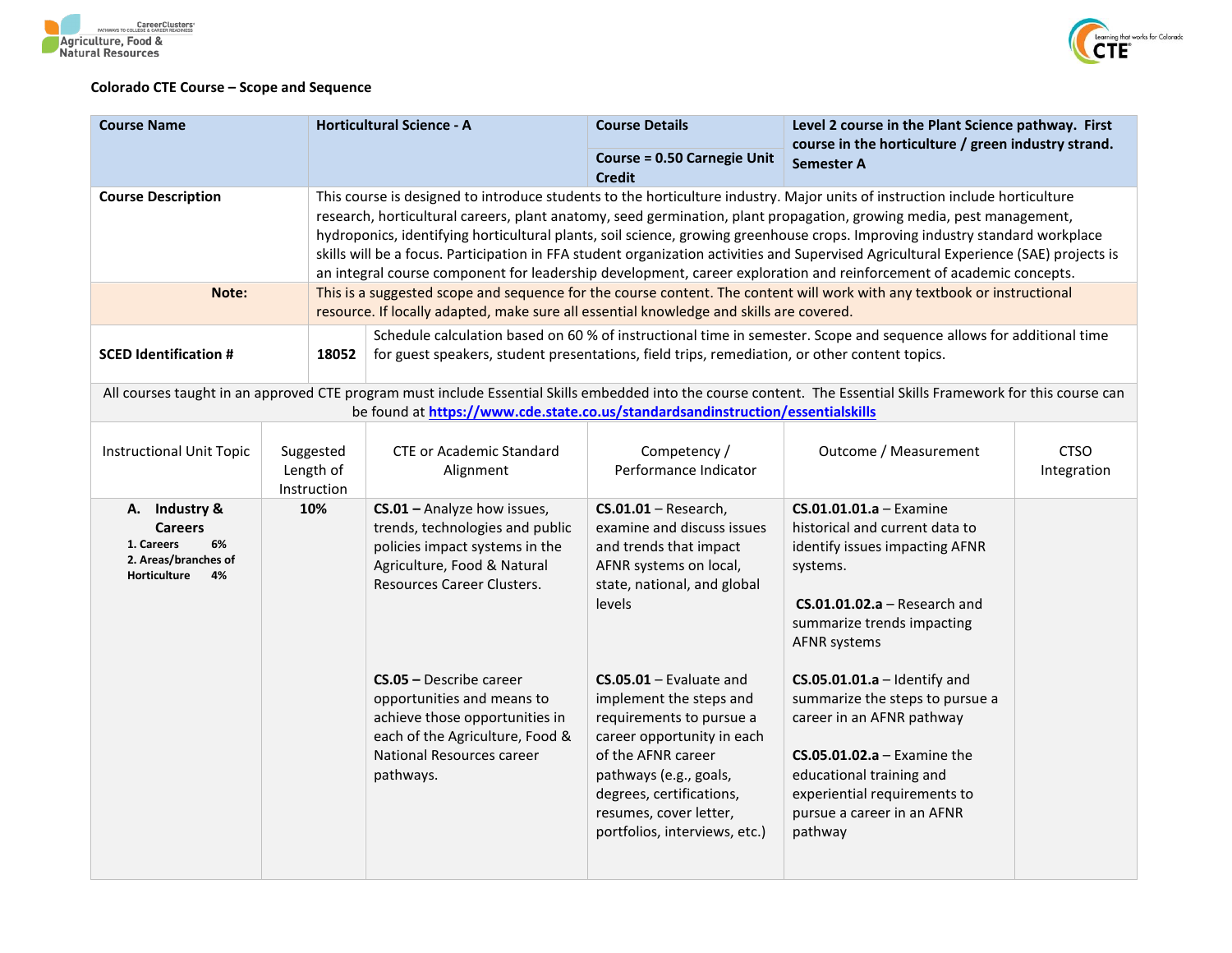**Colorado CTE Course – Scope and Sequence**

| Course Name | Horticultural Science - A | Course Details | Level 2 course in the Plant Science pathway. First course in the horticulture / green industry strand. Semester A |
|---|---|---|---|
| | | Course = 0.50 Carnegie Unit Credit | |
| Course Description | This course is designed to introduce students to the horticulture industry. Major units of instruction include horticulture research, horticultural careers, plant anatomy, seed germination, plant propagation, growing media, pest management, hydroponics, identifying horticultural plants, soil science, growing greenhouse crops. Improving industry standard workplace skills will be a focus. Participation in FFA student organization activities and Supervised Agricultural Experience (SAE) projects is an integral course component for leadership development, career exploration and reinforcement of academic concepts. | | |
| Note: | This is a suggested scope and sequence for the course content. The content will work with any textbook or instructional resource. If locally adapted, make sure all essential knowledge and skills are covered. | | |
| SCED Identification # | 18052 | Schedule calculation based on 60 % of instructional time in semester. Scope and sequence allows for additional time for guest speakers, student presentations, field trips, remediation, or other content topics. | |

All courses taught in an approved CTE program must include Essential Skills embedded into the course content. The Essential Skills Framework for this course can be found at [https://www.cde.state.co.us/standardsandinstruction/essentialskills](https://www.cde.state.co.us/standardsandinstruction/essentialskills)

| Instructional Unit Topic | Suggested Length of Instruction | CTE or Academic Standard Alignment | Competency / Performance Indicator | Outcome / Measurement | CTSO Integration |
|---|---|---|---|---|---|
| **A. Industry & Careers**<br>**1. Careers 6%**<br>**2. Areas/branches of Horticulture 4%** | **10%** | **CS.01 –** Analyze how issues, trends, technologies and public policies impact systems in the Agriculture, Food & Natural Resources Career Clusters. | **CS.01.01** – Research, examine and discuss issues and trends that impact AFNR systems on local, state, national, and global levels | **CS.01.01.01.a** – Examine historical and current data to identify issues impacting AFNR systems.<br><br>**CS.01.01.02.a** – Research and summarize trends impacting AFNR systems | |
| | | **CS.05 –** Describe career opportunities and means to achieve those opportunities in each of the Agriculture, Food & National Resources career pathways. | **CS.05.01** – Evaluate and implement the steps and requirements to pursue a career opportunity in each of the AFNR career pathways (e.g., goals, degrees, certifications, resumes, cover letter, portfolios, interviews, etc.) | **CS.05.01.01.a** – Identify and summarize the steps to pursue a career in an AFNR pathway<br><br>**CS.05.01.02.a** – Examine the educational training and experiential requirements to pursue a career in an AFNR pathway | |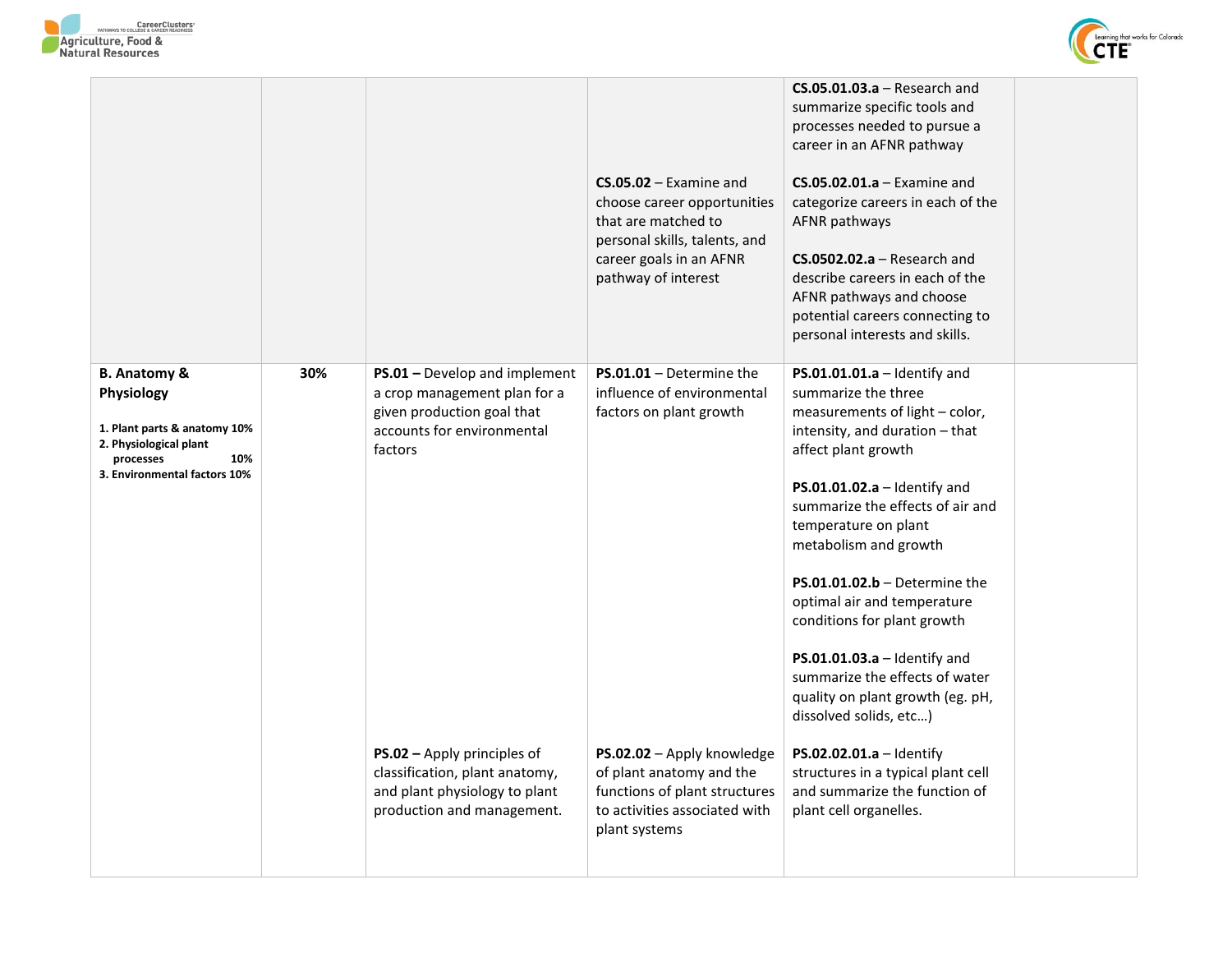| | | | | | |
|---|---|---|---|---|---|
| | | | | **CS.05.01.03.a** – Research and summarize specific tools and processes needed to pursue a career in an AFNR pathway | |
| | | | **CS.05.02** – Examine and choose career opportunities that are matched to personal skills, talents, and career goals in an AFNR pathway of interest | **CS.05.02.01.a** – Examine and categorize careers in each of the AFNR pathways<br><br>**CS.0502.02.a** – Research and describe careers in each of the AFNR pathways and choose potential careers connecting to personal interests and skills. | |
| **B. Anatomy & Physiology**<br><br>**1. Plant parts & anatomy 10%**<br>**2. Physiological plant processes 10%**<br>**3. Environmental factors 10%** | **30%** | **PS.01 –** Develop and implement a crop management plan for a given production goal that accounts for environmental factors | **PS.01.01** – Determine the influence of environmental factors on plant growth | **PS.01.01.01.a** – Identify and summarize the three measurements of light – color, intensity, and duration – that affect plant growth<br><br>**PS.01.01.02.a** – Identify and summarize the effects of air and temperature on plant metabolism and growth<br><br>**PS.01.01.02.b** – Determine the optimal air and temperature conditions for plant growth<br><br>**PS.01.01.03.a** – Identify and summarize the effects of water quality on plant growth (eg. pH, dissolved solids, etc…) | |
| | | **PS.02 –** Apply principles of classification, plant anatomy, and plant physiology to plant production and management. | **PS.02.02** – Apply knowledge of plant anatomy and the functions of plant structures to activities associated with plant systems | **PS.02.02.01.a** – Identify structures in a typical plant cell and summarize the function of plant cell organelles. | |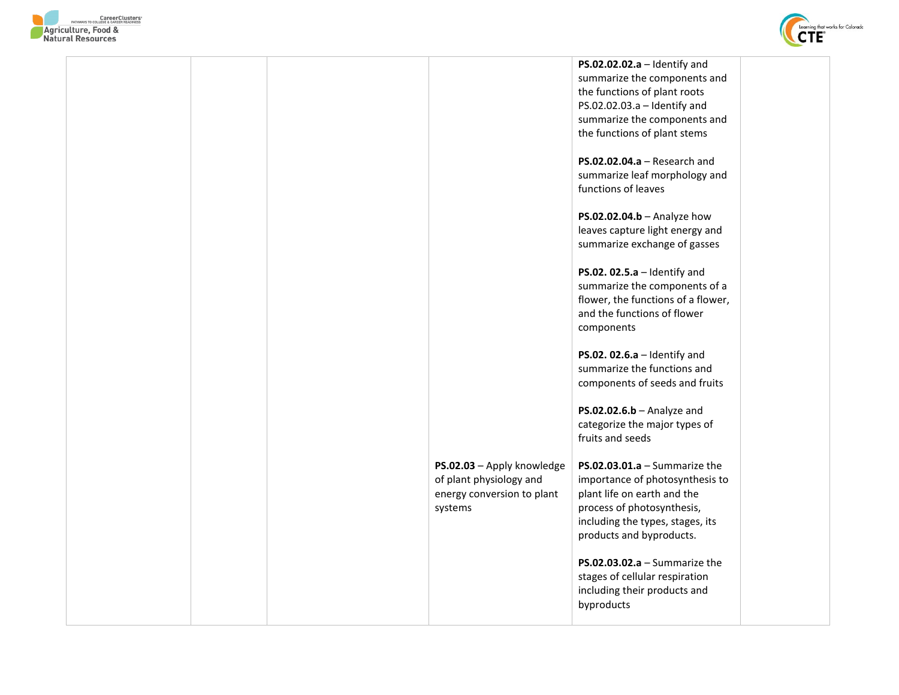| | | | | | |
|---|---|---|---|---|---|
| | | | | **PS.02.02.02.a** – Identify and summarize the components and the functions of plant roots<br>PS.02.02.03.a – Identify and summarize the components and the functions of plant stems<br><br>**PS.02.02.04.a** – Research and summarize leaf morphology and functions of leaves<br><br>**PS.02.02.04.b** – Analyze how leaves capture light energy and summarize exchange of gasses<br><br>**PS.02. 02.5.a** – Identify and summarize the components of a flower, the functions of a flower, and the functions of flower components<br><br>**PS.02. 02.6.a** – Identify and summarize the functions and components of seeds and fruits<br><br>**PS.02.02.6.b** – Analyze and categorize the major types of fruits and seeds | |
| | | | **PS.02.03** – Apply knowledge of plant physiology and energy conversion to plant systems | **PS.02.03.01.a** – Summarize the importance of photosynthesis to plant life on earth and the process of photosynthesis, including the types, stages, its products and byproducts.<br><br>**PS.02.03.02.a** – Summarize the stages of cellular respiration including their products and byproducts | |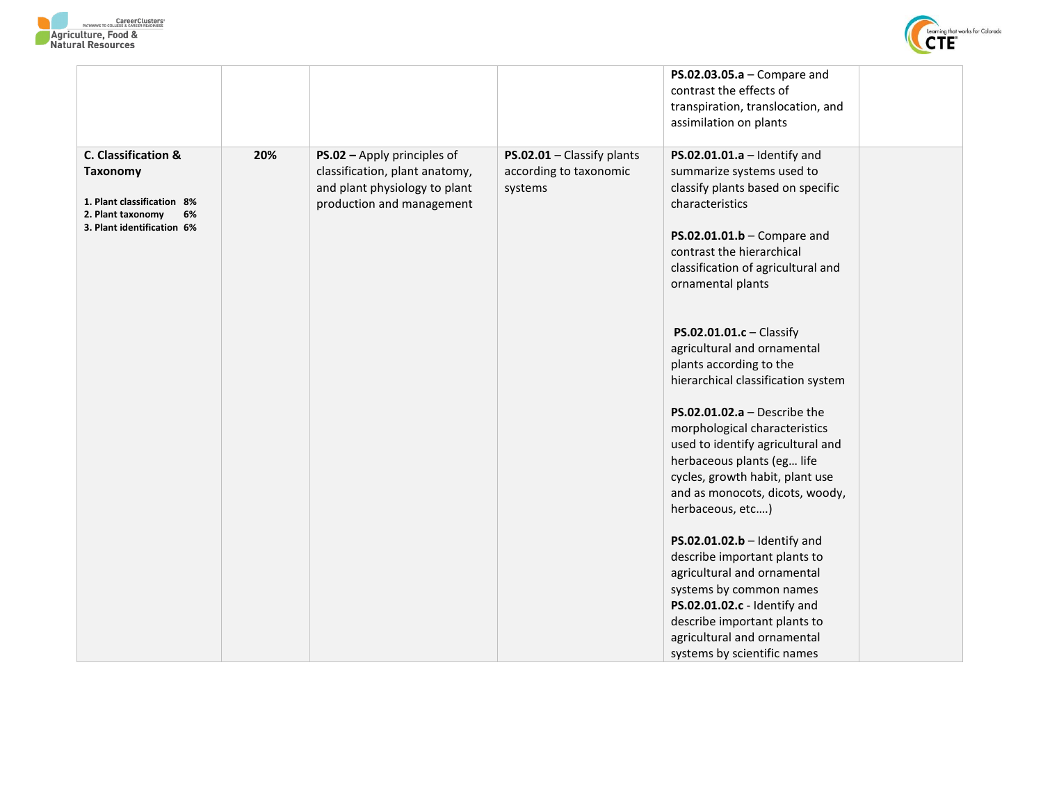| | | | | | |
|---|---|---|---|---|---|
| | | | | **PS.02.03.05.a** – Compare and contrast the effects of transpiration, translocation, and assimilation on plants | |
| **C. Classification & Taxonomy**<br><br>**1. Plant classification 8%**<br>**2. Plant taxonomy 6%**<br>**3. Plant identification 6%** | **20%** | **PS.02 –** Apply principles of classification, plant anatomy, and plant physiology to plant production and management | **PS.02.01** – Classify plants according to taxonomic systems | **PS.02.01.01.a** – Identify and summarize systems used to classify plants based on specific characteristics<br><br>**PS.02.01.01.b** – Compare and contrast the hierarchical classification of agricultural and ornamental plants<br><br>**PS.02.01.01.c** – Classify agricultural and ornamental plants according to the hierarchical classification system<br><br>**PS.02.01.02.a** – Describe the morphological characteristics used to identify agricultural and herbaceous plants (eg… life cycles, growth habit, plant use and as monocots, dicots, woody, herbaceous, etc….)<br><br>**PS.02.01.02.b** – Identify and describe important plants to agricultural and ornamental systems by common names<br>**PS.02.01.02.c** - Identify and describe important plants to agricultural and ornamental systems by scientific names | |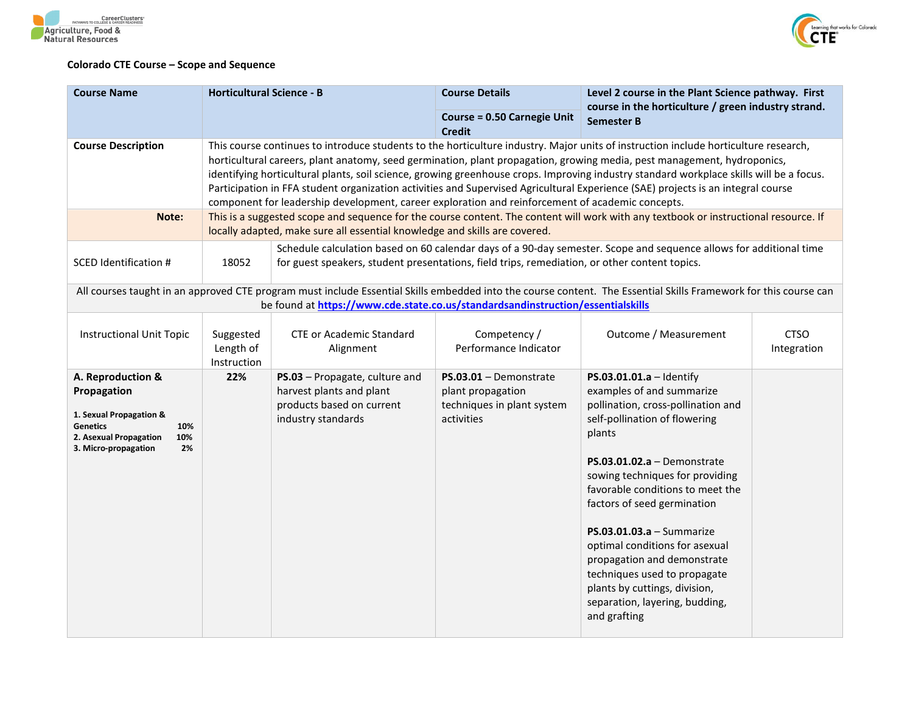**Colorado CTE Course – Scope and Sequence**

| Course Name | Horticultural Science - B | Course Details | Level 2 course in the Plant Science pathway. First course in the horticulture / green industry strand. Semester B |
|---|---|---|---|
| | | Course = 0.50 Carnegie Unit Credit | |
| **Course Description** | This course continues to introduce students to the horticulture industry. Major units of instruction include horticulture research, horticultural careers, plant anatomy, seed germination, plant propagation, growing media, pest management, hydroponics, identifying horticultural plants, soil science, growing greenhouse crops. Improving industry standard workplace skills will be a focus. Participation in FFA student organization activities and Supervised Agricultural Experience (SAE) projects is an integral course component for leadership development, career exploration and reinforcement of academic concepts. | | |
| **Note:** | This is a suggested scope and sequence for the course content. The content will work with any textbook or instructional resource. If locally adapted, make sure all essential knowledge and skills are covered. | | |
| SCED Identification # | 18052 | Schedule calculation based on 60 calendar days of a 90-day semester. Scope and sequence allows for additional time for guest speakers, student presentations, field trips, remediation, or other content topics. | |

All courses taught in an approved CTE program must include Essential Skills embedded into the course content. The Essential Skills Framework for this course can be found at [https://www.cde.state.co.us/standardsandinstruction/essentialskills](https://www.cde.state.co.us/standardsandinstruction/essentialskills)

| Instructional Unit Topic | Suggested Length of Instruction | CTE or Academic Standard Alignment | Competency / Performance Indicator | Outcome / Measurement | CTSO Integration |
|---|---|---|---|---|---|
| **A. Reproduction & Propagation**<br><br>**1. Sexual Propagation & Genetics 10%**<br>**2. Asexual Propagation 10%**<br>**3. Micro-propagation 2%** | **22%** | **PS.03** – Propagate, culture and harvest plants and plant products based on current industry standards | **PS.03.01** – Demonstrate plant propagation techniques in plant system activities | **PS.03.01.01.a** – Identify examples of and summarize pollination, cross-pollination and self-pollination of flowering plants<br><br>**PS.03.01.02.a** – Demonstrate sowing techniques for providing favorable conditions to meet the factors of seed germination<br><br>**PS.03.01.03.a** – Summarize optimal conditions for asexual propagation and demonstrate techniques used to propagate plants by cuttings, division, separation, layering, budding, and grafting | |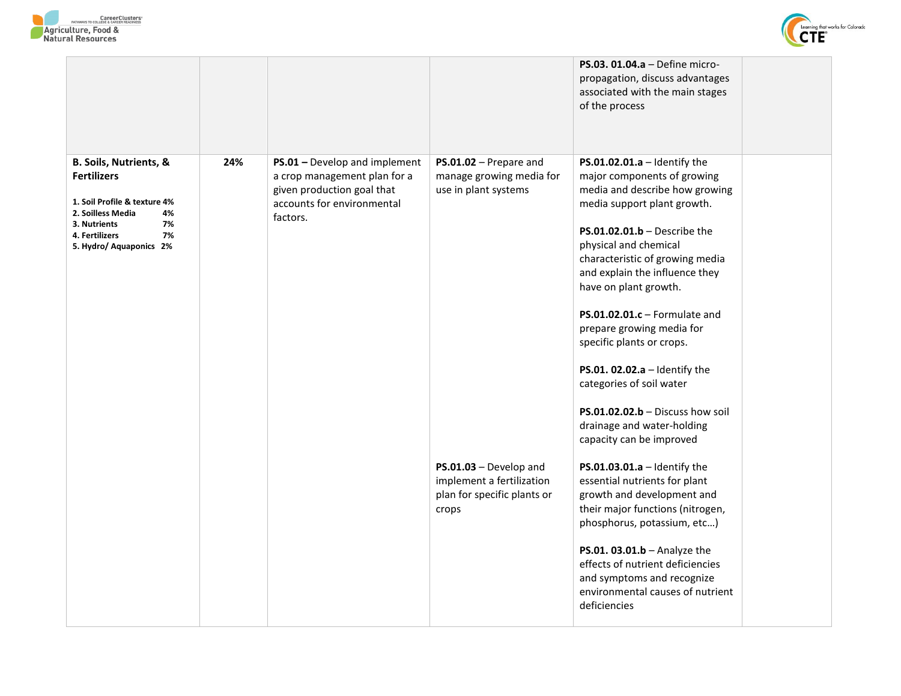| | | | | | |
|---|---|---|---|---|---|
| | | | | **PS.03. 01.04.a** – Define micro-propagation, discuss advantages associated with the main stages of the process | |
| **B. Soils, Nutrients, & Fertilizers**<br><br>**1. Soil Profile & texture 4%**<br>**2. Soilless Media 4%**<br>**3. Nutrients 7%**<br>**4. Fertilizers 7%**<br>**5. Hydro/ Aquaponics 2%** | **24%** | **PS.01 –** Develop and implement a crop management plan for a given production goal that accounts for environmental factors. | **PS.01.02** – Prepare and manage growing media for use in plant systems | **PS.01.02.01.a** – Identify the major components of growing media and describe how growing media support plant growth.<br><br>**PS.01.02.01.b** – Describe the physical and chemical characteristic of growing media and explain the influence they have on plant growth.<br><br>**PS.01.02.01.c** – Formulate and prepare growing media for specific plants or crops.<br><br>**PS.01. 02.02.a** – Identify the categories of soil water<br><br>**PS.01.02.02.b** – Discuss how soil drainage and water-holding capacity can be improved | |
| | | | **PS.01.03** – Develop and implement a fertilization plan for specific plants or crops | **PS.01.03.01.a** – Identify the essential nutrients for plant growth and development and their major functions (nitrogen, phosphorus, potassium, etc…)<br><br>**PS.01. 03.01.b** – Analyze the effects of nutrient deficiencies and symptoms and recognize environmental causes of nutrient deficiencies | |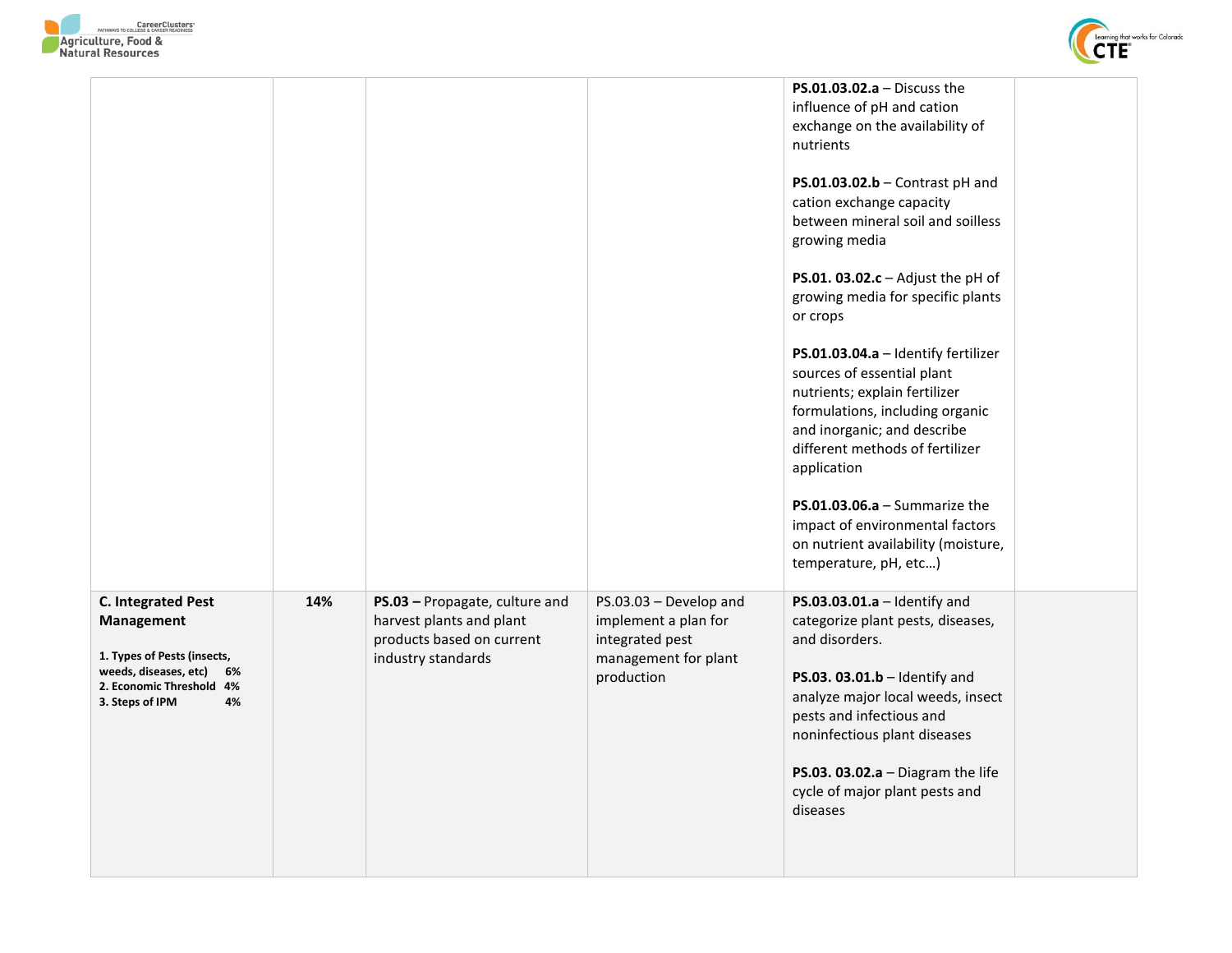| | | | | | |
|---|---|---|---|---|---|
| | | | | **PS.01.03.02.a** – Discuss the influence of pH and cation exchange on the availability of nutrients<br><br>**PS.01.03.02.b** – Contrast pH and cation exchange capacity between mineral soil and soilless growing media<br><br>**PS.01. 03.02.c** – Adjust the pH of growing media for specific plants or crops<br><br>**PS.01.03.04.a** – Identify fertilizer sources of essential plant nutrients; explain fertilizer formulations, including organic and inorganic; and describe different methods of fertilizer application<br><br>**PS.01.03.06.a** – Summarize the impact of environmental factors on nutrient availability (moisture, temperature, pH, etc…) | |
| **C. Integrated Pest Management**<br><br>**1. Types of Pests (insects, weeds, diseases, etc) 6%**<br>**2. Economic Threshold 4%**<br>**3. Steps of IPM 4%** | **14%** | **PS.03 –** Propagate, culture and harvest plants and plant products based on current industry standards | PS.03.03 – Develop and implement a plan for integrated pest management for plant production | **PS.03.03.01.a** – Identify and categorize plant pests, diseases, and disorders.<br><br>**PS.03. 03.01.b** – Identify and analyze major local weeds, insect pests and infectious and noninfectious plant diseases<br><br>**PS.03. 03.02.a** – Diagram the life cycle of major plant pests and diseases | |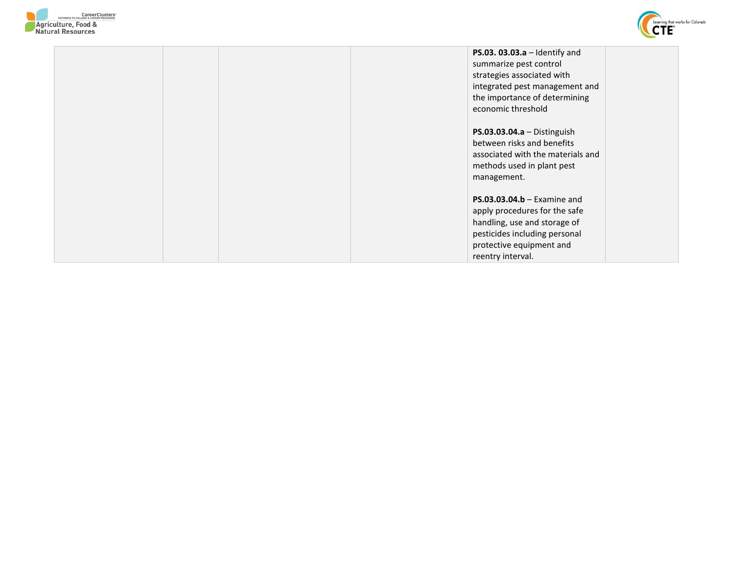| | | | | | |
|---|---|---|---|---|---|
| | | | | **PS.03. 03.03.a** – Identify and summarize pest control strategies associated with integrated pest management and the importance of determining economic threshold<br><br>**PS.03.03.04.a** – Distinguish between risks and benefits associated with the materials and methods used in plant pest management.<br><br>**PS.03.03.04.b** – Examine and apply procedures for the safe handling, use and storage of pesticides including personal protective equipment and reentry interval. | |